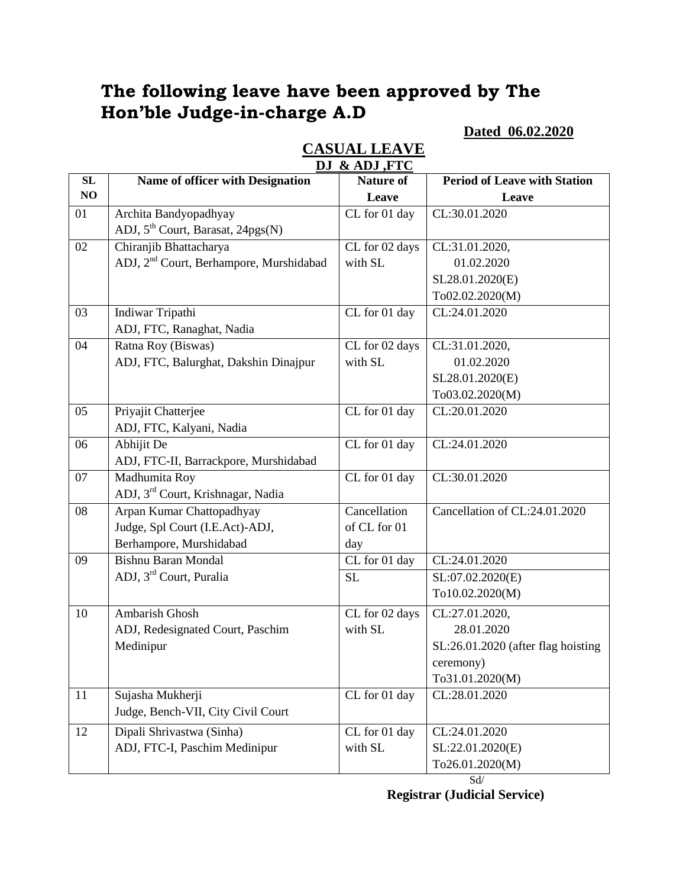# The following leave have been approved by The Hon'ble Judge-in-charge A.D

**Dated 06.02.2020**

## CASUAL LEAVE

### DJ & ADJ ,FTC

| SL NO | Name of officer with Designation | Nature of Leave | Period of Leave with Station Leave |
|---|---|---|---|
| 01 | Archita Bandyopadhyay<br>ADJ, 5th Court, Barasat, 24pgs(N) | CL for 01 day | CL:30.01.2020 |
| 02 | Chiranjib Bhattacharya<br>ADJ, 2nd Court, Berhampore, Murshidabad | CL for 02 days with SL | CL:31.01.2020,<br>01.02.2020<br>SL28.01.2020(E)<br>To02.02.2020(M) |
| 03 | Indiwar Tripathi<br>ADJ, FTC, Ranaghat, Nadia | CL for 01 day | CL:24.01.2020 |
| 04 | Ratna Roy (Biswas)<br>ADJ, FTC, Balurghat, Dakshin Dinajpur | CL for 02 days with SL | CL:31.01.2020,<br>01.02.2020<br>SL28.01.2020(E)<br>To03.02.2020(M) |
| 05 | Priyajit Chatterjee<br>ADJ, FTC, Kalyani, Nadia | CL for 01 day | CL:20.01.2020 |
| 06 | Abhijit De<br>ADJ, FTC-II, Barrackpore, Murshidabad | CL for 01 day | CL:24.01.2020 |
| 07 | Madhumita Roy<br>ADJ, 3rd Court, Krishnagar, Nadia | CL for 01 day | CL:30.01.2020 |
| 08 | Arpan Kumar Chattopadhyay<br>Judge, Spl Court (I.E.Act)-ADJ, Berhampore, Murshidabad | Cancellation of CL for 01 day | Cancellation of CL:24.01.2020 |
| 09 | Bishnu Baran Mondal<br>ADJ, 3rd Court, Puralia | CL for 01 day | CL:24.01.2020 |
| | | SL | SL:07.02.2020(E)<br>To10.02.2020(M) |
| 10 | Ambarish Ghosh<br>ADJ, Redesignated Court, Paschim Medinipur | CL for 02 days with SL | CL:27.01.2020,<br>28.01.2020<br>SL:26.01.2020 (after flag hoisting ceremony)<br>To31.01.2020(M) |
| 11 | Sujasha Mukherji<br>Judge, Bench-VII, City Civil Court | CL for 01 day | CL:28.01.2020 |
| 12 | Dipali Shrivastwa (Sinha)<br>ADJ, FTC-I, Paschim Medinipur | CL for 01 day with SL | CL:24.01.2020<br>SL:22.01.2020(E)<br>To26.01.2020(M) |

Sd/

**Registrar (Judicial Service)**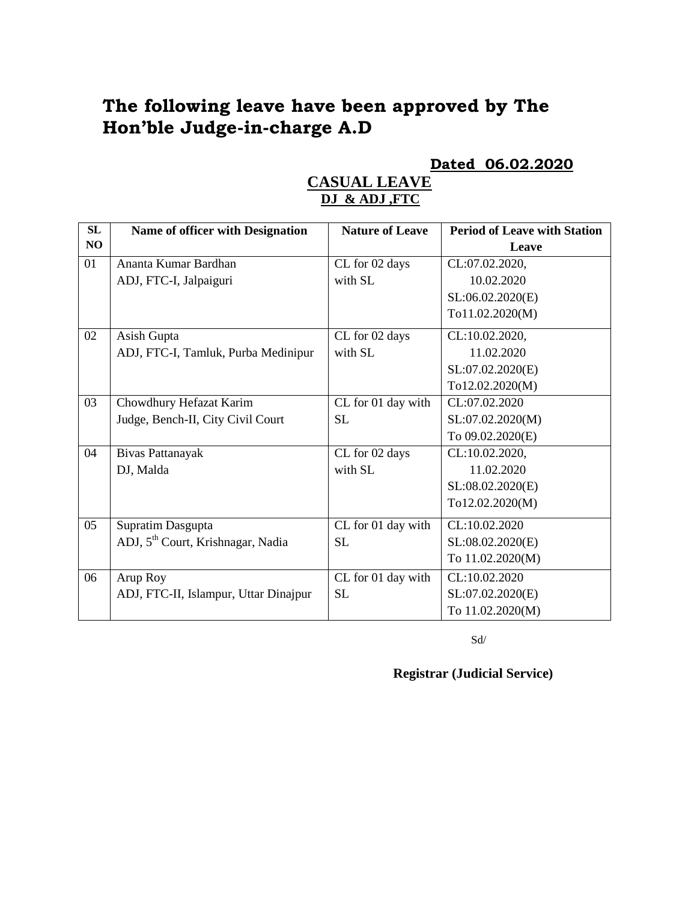# The following leave have been approved by The Hon'ble Judge-in-charge A.D

**Dated 06.02.2020**

**CASUAL LEAVE**

**DJ & ADJ ,FTC**

| SL NO | Name of officer with Designation | Nature of Leave | Period of Leave with Station Leave |
|---|---|---|---|
| 01 | Ananta Kumar Bardhan<br>ADJ, FTC-I, Jalpaiguri | CL for 02 days with SL | CL:07.02.2020, 10.02.2020<br>SL:06.02.2020(E) To11.02.2020(M) |
| 02 | Asish Gupta<br>ADJ, FTC-I, Tamluk, Purba Medinipur | CL for 02 days with SL | CL:10.02.2020, 11.02.2020<br>SL:07.02.2020(E) To12.02.2020(M) |
| 03 | Chowdhury Hefazat Karim<br>Judge, Bench-II, City Civil Court | CL for 01 day with SL | CL:07.02.2020<br>SL:07.02.2020(M) To 09.02.2020(E) |
| 04 | Bivas Pattanayak<br>DJ, Malda | CL for 02 days with SL | CL:10.02.2020, 11.02.2020<br>SL:08.02.2020(E) To12.02.2020(M) |
| 05 | Supratim Dasgupta<br>ADJ, 5th Court, Krishnagar, Nadia | CL for 01 day with SL | CL:10.02.2020<br>SL:08.02.2020(E) To 11.02.2020(M) |
| 06 | Arup Roy<br>ADJ, FTC-II, Islampur, Uttar Dinajpur | CL for 01 day with SL | CL:10.02.2020<br>SL:07.02.2020(E) To 11.02.2020(M) |

Sd/

**Registrar (Judicial Service)**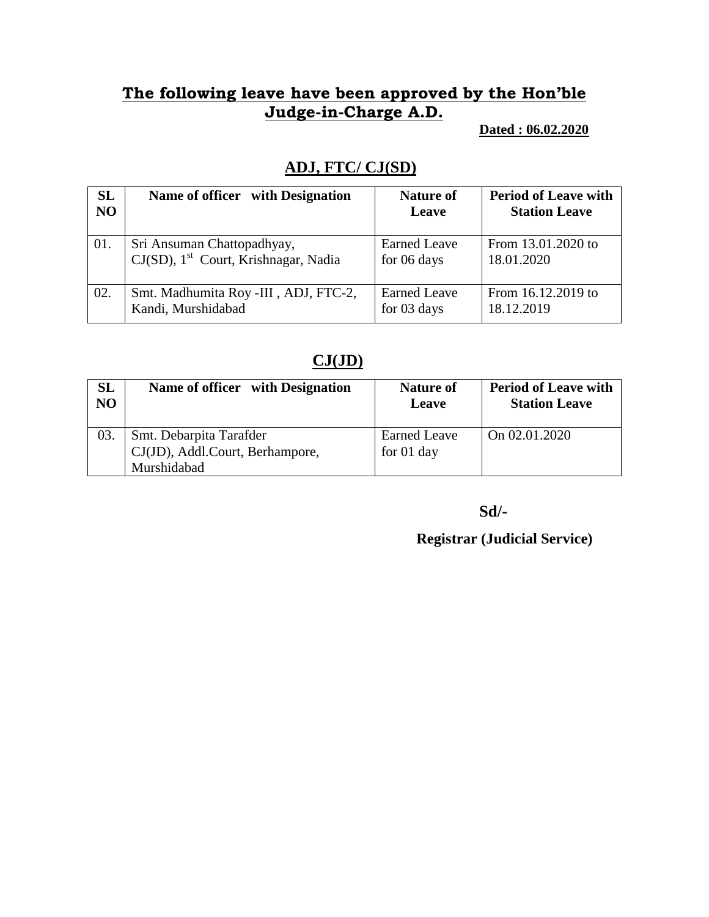# The following leave have been approved by the Hon'ble Judge-in-Charge A.D.

**Dated : 06.02.2020**

## ADJ, FTC/ CJ(SD)

| SL NO | Name of officer with Designation | Nature of Leave | Period of Leave with Station Leave |
|---|---|---|---|
| 01. | Sri Ansuman Chattopadhyay, CJ(SD), 1st Court, Krishnagar, Nadia | Earned Leave for 06 days | From 13.01.2020 to 18.01.2020 |
| 02. | Smt. Madhumita Roy -III , ADJ, FTC-2, Kandi, Murshidabad | Earned Leave for 03 days | From 16.12.2019 to 18.12.2019 |

## CJ(JD)

| SL NO | Name of officer with Designation | Nature of Leave | Period of Leave with Station Leave |
|---|---|---|---|
| 03. | Smt. Debarpita Tarafder CJ(JD), Addl.Court, Berhampore, Murshidabad | Earned Leave for 01 day | On 02.01.2020 |

**Sd/-**

**Registrar (Judicial Service)**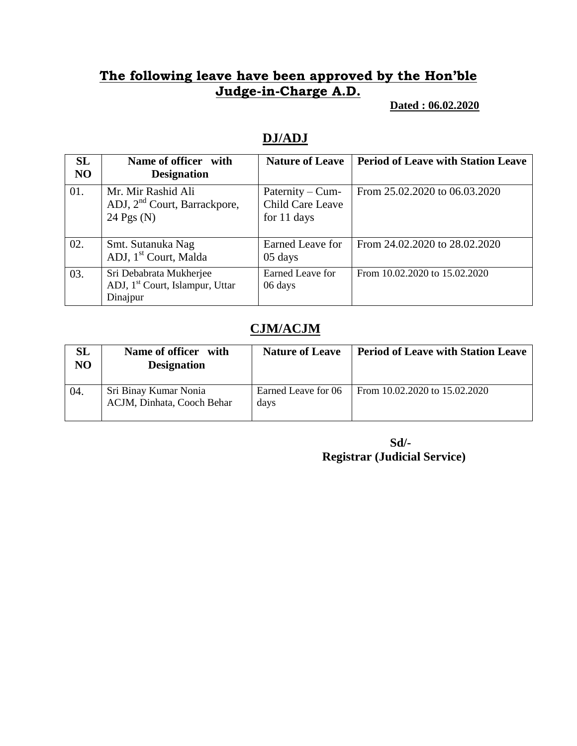# The following leave have been approved by the Hon'ble Judge-in-Charge A.D.

**Dated : 06.02.2020**

## DJ/ADJ

| SL NO | Name of officer with Designation | Nature of Leave | Period of Leave with Station Leave |
|---|---|---|---|
| 01. | Mr. Mir Rashid Ali ADJ, 2nd Court, Barrackpore, 24 Pgs (N) | Paternity – Cum- Child Care Leave for 11 days | From 25.02.2020 to 06.03.2020 |
| 02. | Smt. Sutanuka Nag ADJ, 1st Court, Malda | Earned Leave for 05 days | From 24.02.2020 to 28.02.2020 |
| 03. | Sri Debabrata Mukherjee ADJ, 1st Court, Islampur, Uttar Dinajpur | Earned Leave for 06 days | From 10.02.2020 to 15.02.2020 |

## CJM/ACJM

| SL NO | Name of officer with Designation | Nature of Leave | Period of Leave with Station Leave |
|---|---|---|---|
| 04. | Sri Binay Kumar Nonia ACJM, Dinhata, Cooch Behar | Earned Leave for 06 days | From 10.02.2020 to 15.02.2020 |

**Sd/-**
**Registrar (Judicial Service)**